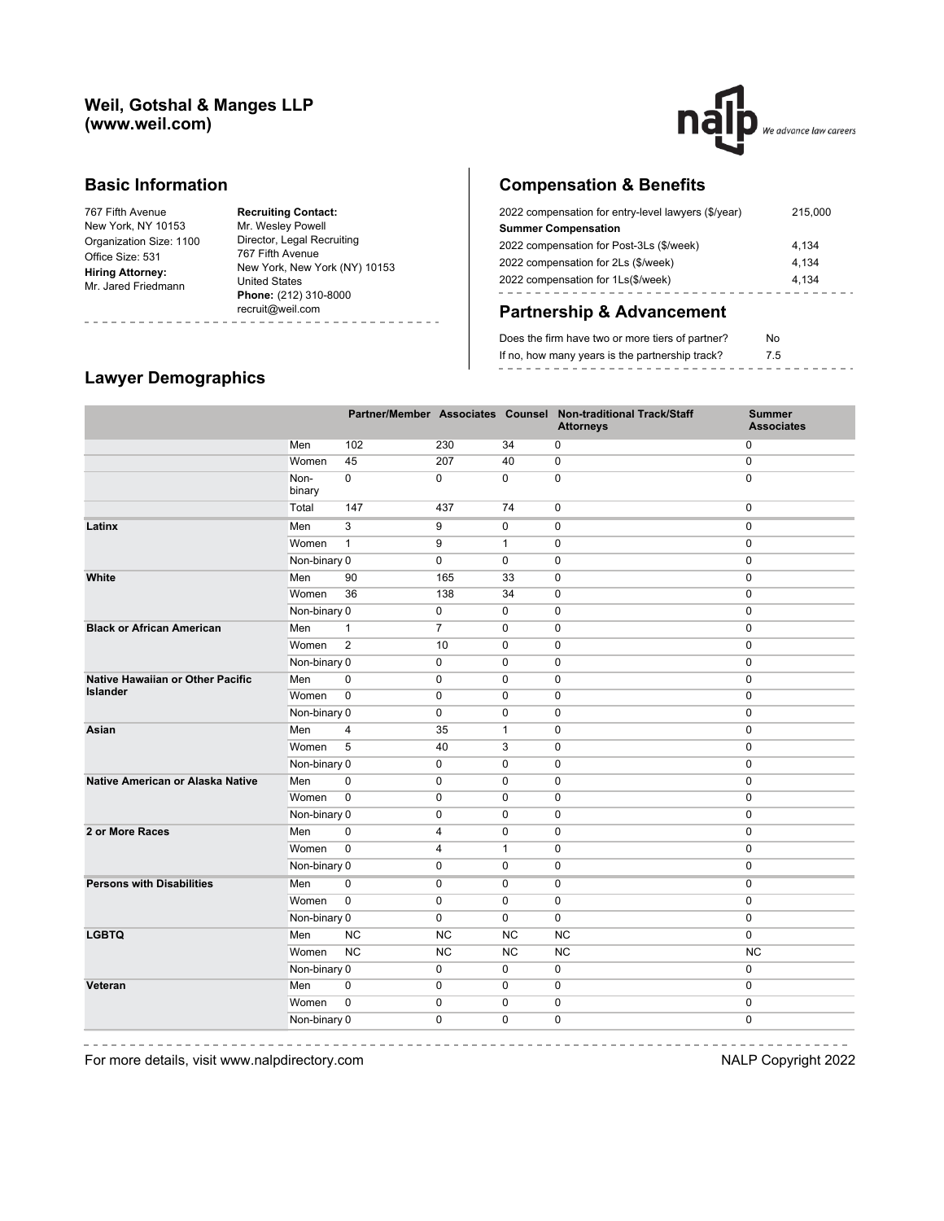# Weil, Gotshal & Manges LLP (www.weil.com)

## Basic Information

767 Fifth Avenue
New York, NY 10153
Organization Size: 1100
Office Size: 531
**Hiring Attorney:**
Mr. Jared Friedmann

**Recruiting Contact:**
Mr. Wesley Powell
Director, Legal Recruiting
767 Fifth Avenue
New York, New York (NY) 10153
United States
**Phone:** (212) 310-8000
recruit@weil.com

## Compensation & Benefits

| | |
|---|---|
| 2022 compensation for entry-level lawyers ($/year) | 215,000 |
| **Summer Compensation** | |
| 2022 compensation for Post-3Ls ($/week) | 4,134 |
| 2022 compensation for 2Ls ($/week) | 4,134 |
| 2022 compensation for 1Ls($/week) | 4,134 |

## Partnership & Advancement

| | |
|---|---|
| Does the firm have two or more tiers of partner? | No |
| If no, how many years is the partnership track? | 7.5 |

## Lawyer Demographics

| | | Partner/Member | Associates | Counsel | Non-traditional Track/Staff Attorneys | Summer Associates |
|---|---|---|---|---|---|---|
| | Men | 102 | 230 | 34 | 0 | 0 |
| | Women | 45 | 207 | 40 | 0 | 0 |
| | Non-binary | 0 | 0 | 0 | 0 | 0 |
| | Total | 147 | 437 | 74 | 0 | 0 |
| **Latinx** | Men | 3 | 9 | 0 | 0 | 0 |
| | Women | 1 | 9 | 1 | 0 | 0 |
| | Non-binary | 0 | 0 | 0 | 0 | 0 |
| **White** | Men | 90 | 165 | 33 | 0 | 0 |
| | Women | 36 | 138 | 34 | 0 | 0 |
| | Non-binary | 0 | 0 | 0 | 0 | 0 |
| **Black or African American** | Men | 1 | 7 | 0 | 0 | 0 |
| | Women | 2 | 10 | 0 | 0 | 0 |
| | Non-binary | 0 | 0 | 0 | 0 | 0 |
| **Native Hawaiian or Other Pacific Islander** | Men | 0 | 0 | 0 | 0 | 0 |
| | Women | 0 | 0 | 0 | 0 | 0 |
| | Non-binary | 0 | 0 | 0 | 0 | 0 |
| **Asian** | Men | 4 | 35 | 1 | 0 | 0 |
| | Women | 5 | 40 | 3 | 0 | 0 |
| | Non-binary | 0 | 0 | 0 | 0 | 0 |
| **Native American or Alaska Native** | Men | 0 | 0 | 0 | 0 | 0 |
| | Women | 0 | 0 | 0 | 0 | 0 |
| | Non-binary | 0 | 0 | 0 | 0 | 0 |
| **2 or More Races** | Men | 0 | 4 | 0 | 0 | 0 |
| | Women | 0 | 4 | 1 | 0 | 0 |
| | Non-binary | 0 | 0 | 0 | 0 | 0 |
| **Persons with Disabilities** | Men | 0 | 0 | 0 | 0 | 0 |
| | Women | 0 | 0 | 0 | 0 | 0 |
| | Non-binary | 0 | 0 | 0 | 0 | 0 |
| **LGBTQ** | Men | NC | NC | NC | NC | 0 |
| | Women | NC | NC | NC | NC | NC |
| | Non-binary | 0 | 0 | 0 | 0 | 0 |
| **Veteran** | Men | 0 | 0 | 0 | 0 | 0 |
| | Women | 0 | 0 | 0 | 0 | 0 |
| | Non-binary | 0 | 0 | 0 | 0 | 0 |

For more details, visit www.nalpdirectory.com

NALP Copyright 2022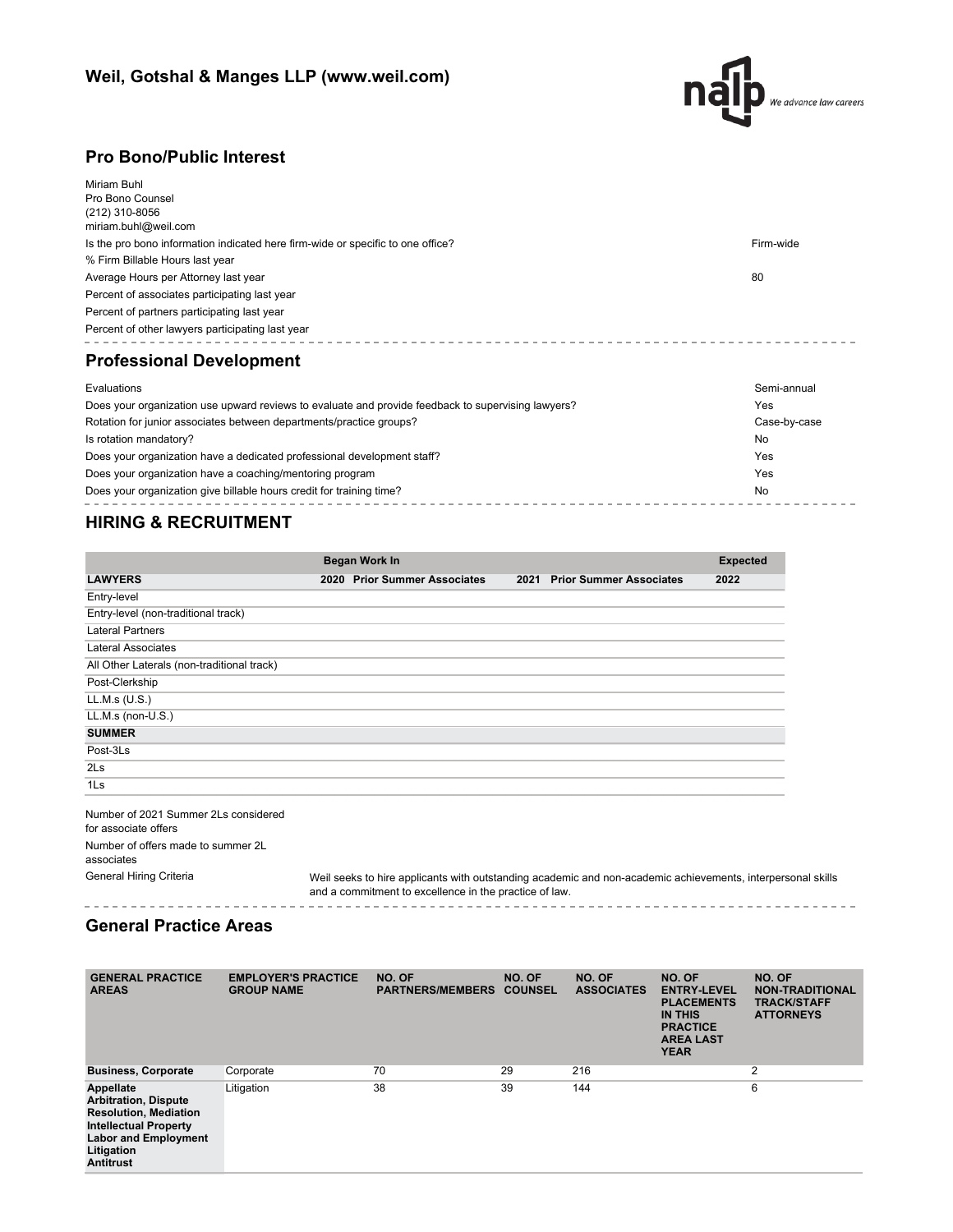## Weil, Gotshal & Manges LLP (www.weil.com)

## Pro Bono/Public Interest

Miriam Buhl
Pro Bono Counsel
(212) 310-8056
miriam.buhl@weil.com

| | |
|---|---|
| Is the pro bono information indicated here firm-wide or specific to one office? | Firm-wide |
| % Firm Billable Hours last year | |
| Average Hours per Attorney last year | 80 |
| Percent of associates participating last year | |
| Percent of partners participating last year | |
| Percent of other lawyers participating last year | |

## Professional Development

| | |
|---|---|
| Evaluations | Semi-annual |
| Does your organization use upward reviews to evaluate and provide feedback to supervising lawyers? | Yes |
| Rotation for junior associates between departments/practice groups? | Case-by-case |
| Is rotation mandatory? | No |
| Does your organization have a dedicated professional development staff? | Yes |
| Does your organization have a coaching/mentoring program | Yes |
| Does your organization give billable hours credit for training time? | No |

## HIRING & RECRUITMENT

| | Began Work In | | | | Expected |
|---|---|---|---|---|---|
| **LAWYERS** | **2020** | **Prior Summer Associates** | **2021** | **Prior Summer Associates** | **2022** |
| Entry-level | | | | | |
| Entry-level (non-traditional track) | | | | | |
| Lateral Partners | | | | | |
| Lateral Associates | | | | | |
| All Other Laterals (non-traditional track) | | | | | |
| Post-Clerkship | | | | | |
| LL.M.s (U.S.) | | | | | |
| LL.M.s (non-U.S.) | | | | | |
| **SUMMER** | | | | | |
| Post-3Ls | | | | | |
| 2Ls | | | | | |
| 1Ls | | | | | |

| | |
|---|---|
| Number of 2021 Summer 2Ls considered for associate offers | |
| Number of offers made to summer 2L associates | |
| General Hiring Criteria | Weil seeks to hire applicants with outstanding academic and non-academic achievements, interpersonal skills and a commitment to excellence in the practice of law. |

## General Practice Areas

| GENERAL PRACTICE AREAS | EMPLOYER'S PRACTICE GROUP NAME | NO. OF PARTNERS/MEMBERS | NO. OF COUNSEL | NO. OF ASSOCIATES | NO. OF ENTRY-LEVEL PLACEMENTS IN THIS PRACTICE AREA LAST YEAR | NO. OF NON-TRADITIONAL TRACK/STAFF ATTORNEYS |
|---|---|---|---|---|---|---|
| **Business, Corporate** | Corporate | 70 | 29 | 216 | | 2 |
| **Appellate**<br>**Arbitration, Dispute Resolution, Mediation**<br>**Intellectual Property**<br>**Labor and Employment**<br>**Litigation**<br>**Antitrust** | Litigation | 38 | 39 | 144 | | 6 |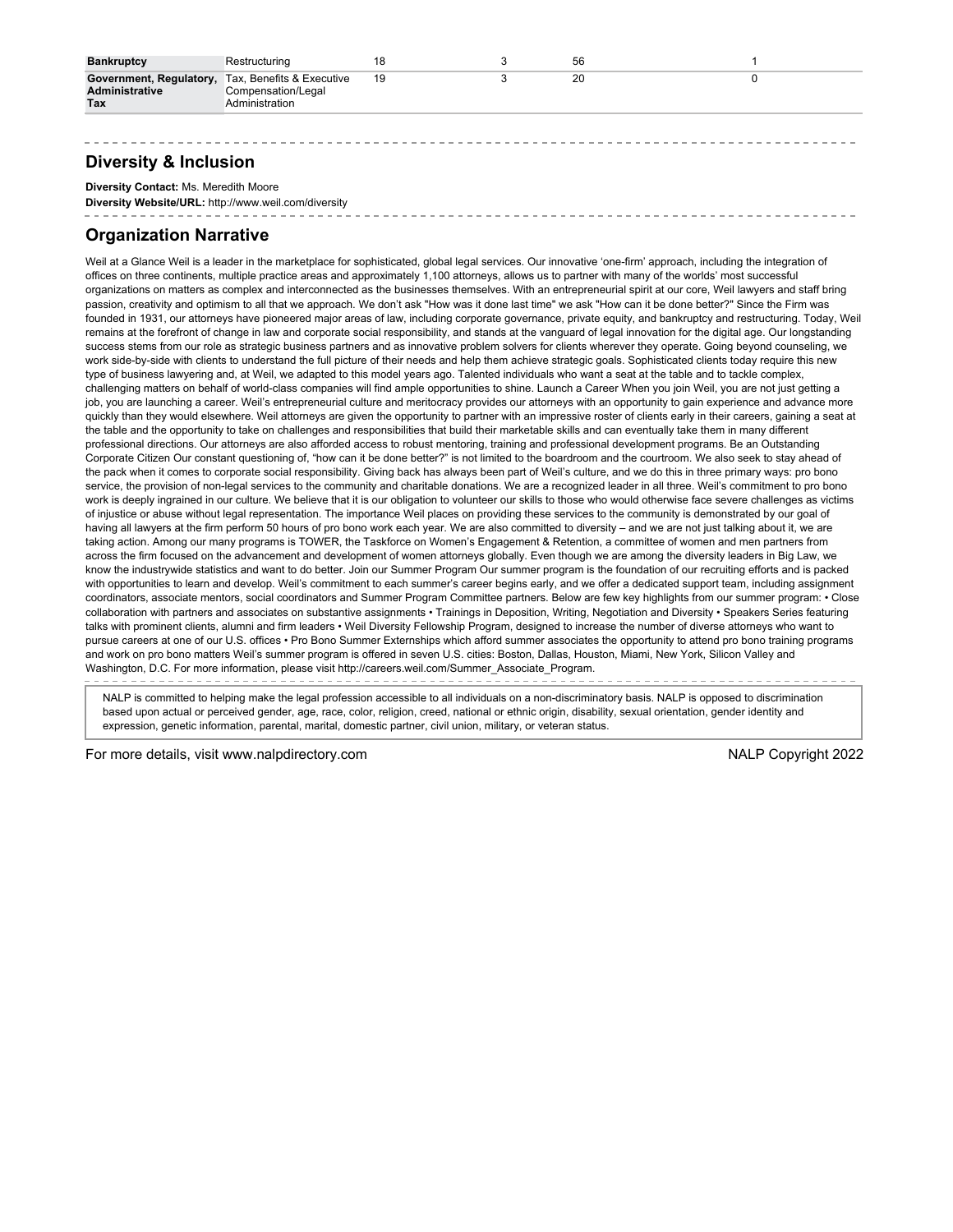| | | | | | |
|---|---|---|---|---|---|
| **Bankruptcy** | Restructuring | 18 | 3 | 56 | 1 |
| **Government, Regulatory, Administrative Tax** | Tax, Benefits & Executive Compensation/Legal Administration | 19 | 3 | 20 | 0 |

## Diversity & Inclusion

**Diversity Contact:** Ms. Meredith Moore

**Diversity Website/URL:** http://www.weil.com/diversity

## Organization Narrative

Weil at a Glance Weil is a leader in the marketplace for sophisticated, global legal services. Our innovative 'one-firm' approach, including the integration of offices on three continents, multiple practice areas and approximately 1,100 attorneys, allows us to partner with many of the worlds' most successful organizations on matters as complex and interconnected as the businesses themselves. With an entrepreneurial spirit at our core, Weil lawyers and staff bring passion, creativity and optimism to all that we approach. We don't ask "How was it done last time" we ask "How can it be done better?" Since the Firm was founded in 1931, our attorneys have pioneered major areas of law, including corporate governance, private equity, and bankruptcy and restructuring. Today, Weil remains at the forefront of change in law and corporate social responsibility, and stands at the vanguard of legal innovation for the digital age. Our longstanding success stems from our role as strategic business partners and as innovative problem solvers for clients wherever they operate. Going beyond counseling, we work side-by-side with clients to understand the full picture of their needs and help them achieve strategic goals. Sophisticated clients today require this new type of business lawyering and, at Weil, we adapted to this model years ago. Talented individuals who want a seat at the table and to tackle complex, challenging matters on behalf of world-class companies will find ample opportunities to shine. Launch a Career When you join Weil, you are not just getting a job, you are launching a career. Weil's entrepreneurial culture and meritocracy provides our attorneys with an opportunity to gain experience and advance more quickly than they would elsewhere. Weil attorneys are given the opportunity to partner with an impressive roster of clients early in their careers, gaining a seat at the table and the opportunity to take on challenges and responsibilities that build their marketable skills and can eventually take them in many different professional directions. Our attorneys are also afforded access to robust mentoring, training and professional development programs. Be an Outstanding Corporate Citizen Our constant questioning of, "how can it be done better?" is not limited to the boardroom and the courtroom. We also seek to stay ahead of the pack when it comes to corporate social responsibility. Giving back has always been part of Weil's culture, and we do this in three primary ways: pro bono service, the provision of non-legal services to the community and charitable donations. We are a recognized leader in all three. Weil's commitment to pro bono work is deeply ingrained in our culture. We believe that it is our obligation to volunteer our skills to those who would otherwise face severe challenges as victims of injustice or abuse without legal representation. The importance Weil places on providing these services to the community is demonstrated by our goal of having all lawyers at the firm perform 50 hours of pro bono work each year. We are also committed to diversity – and we are not just talking about it, we are taking action. Among our many programs is TOWER, the Taskforce on Women's Engagement & Retention, a committee of women and men partners from across the firm focused on the advancement and development of women attorneys globally. Even though we are among the diversity leaders in Big Law, we know the industrywide statistics and want to do better. Join our Summer Program Our summer program is the foundation of our recruiting efforts and is packed with opportunities to learn and develop. Weil's commitment to each summer's career begins early, and we offer a dedicated support team, including assignment coordinators, associate mentors, social coordinators and Summer Program Committee partners. Below are few key highlights from our summer program: • Close collaboration with partners and associates on substantive assignments • Trainings in Deposition, Writing, Negotiation and Diversity • Speakers Series featuring talks with prominent clients, alumni and firm leaders • Weil Diversity Fellowship Program, designed to increase the number of diverse attorneys who want to pursue careers at one of our U.S. offices • Pro Bono Summer Externships which afford summer associates the opportunity to attend pro bono training programs and work on pro bono matters Weil's summer program is offered in seven U.S. cities: Boston, Dallas, Houston, Miami, New York, Silicon Valley and Washington, D.C. For more information, please visit http://careers.weil.com/Summer_Associate_Program.

NALP is committed to helping make the legal profession accessible to all individuals on a non-discriminatory basis. NALP is opposed to discrimination based upon actual or perceived gender, age, race, color, religion, creed, national or ethnic origin, disability, sexual orientation, gender identity and expression, genetic information, parental, marital, domestic partner, civil union, military, or veteran status.

For more details, visit www.nalpdirectory.com

NALP Copyright 2022